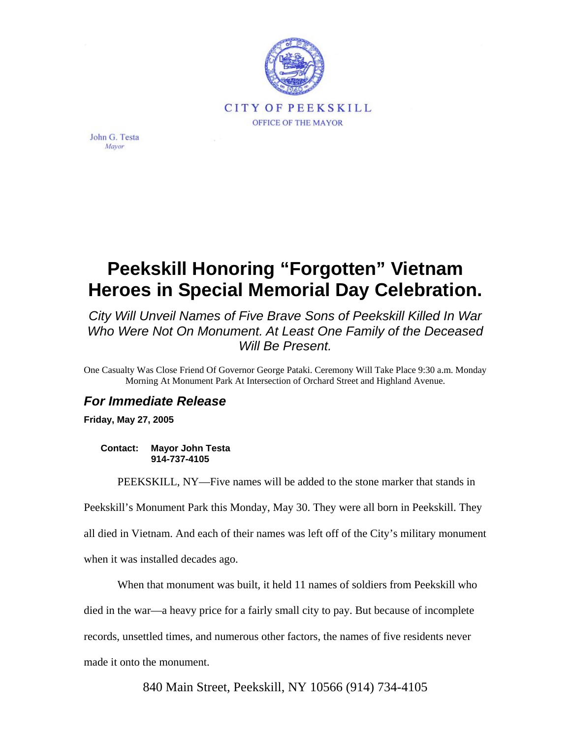CITY OF PEEKSKILL

OFFICE OF THE MAYOR

John G. Testa
*Mayor*

# Peekskill Honoring "Forgotten" Vietnam Heroes in Special Memorial Day Celebration.

*City Will Unveil Names of Five Brave Sons of Peekskill Killed In War Who Were Not On Monument. At Least One Family of the Deceased Will Be Present.*

One Casualty Was Close Friend Of Governor George Pataki. Ceremony Will Take Place 9:30 a.m. Monday Morning At Monument Park At Intersection of Orchard Street and Highland Avenue.

## *For Immediate Release*

**Friday, May 27, 2005**

**Contact: Mayor John Testa**
**914-737-4105**

PEEKSKILL, NY—Five names will be added to the stone marker that stands in Peekskill's Monument Park this Monday, May 30. They were all born in Peekskill. They all died in Vietnam. And each of their names was left off of the City's military monument when it was installed decades ago.

When that monument was built, it held 11 names of soldiers from Peekskill who died in the war—a heavy price for a fairly small city to pay. But because of incomplete records, unsettled times, and numerous other factors, the names of five residents never made it onto the monument.

840 Main Street, Peekskill, NY 10566 (914) 734-4105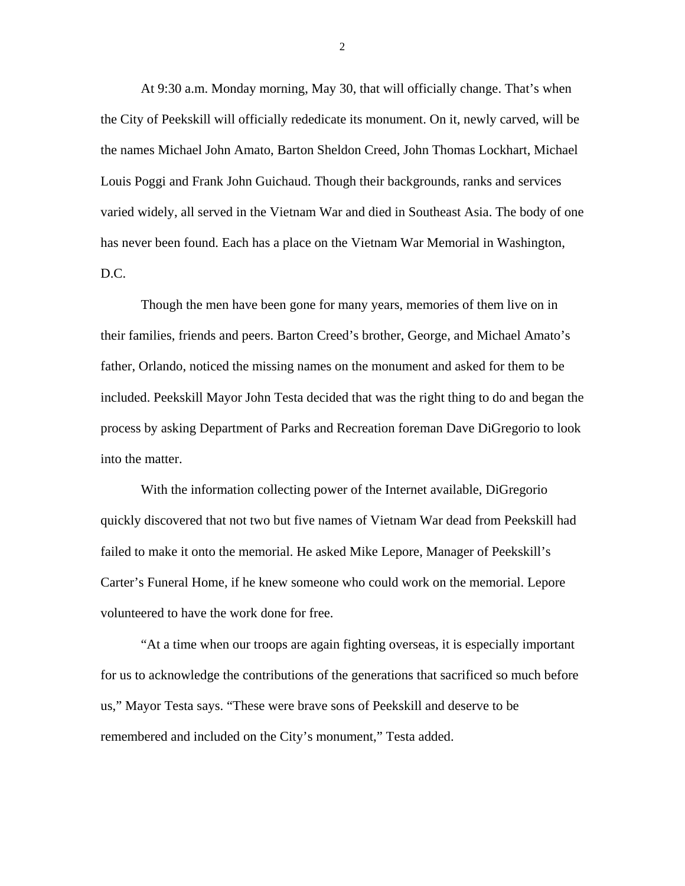At 9:30 a.m. Monday morning, May 30, that will officially change. That's when the City of Peekskill will officially rededicate its monument. On it, newly carved, will be the names Michael John Amato, Barton Sheldon Creed, John Thomas Lockhart, Michael Louis Poggi and Frank John Guichaud. Though their backgrounds, ranks and services varied widely, all served in the Vietnam War and died in Southeast Asia. The body of one has never been found. Each has a place on the Vietnam War Memorial in Washington, D.C.

Though the men have been gone for many years, memories of them live on in their families, friends and peers. Barton Creed's brother, George, and Michael Amato's father, Orlando, noticed the missing names on the monument and asked for them to be included. Peekskill Mayor John Testa decided that was the right thing to do and began the process by asking Department of Parks and Recreation foreman Dave DiGregorio to look into the matter.

With the information collecting power of the Internet available, DiGregorio quickly discovered that not two but five names of Vietnam War dead from Peekskill had failed to make it onto the memorial. He asked Mike Lepore, Manager of Peekskill's Carter's Funeral Home, if he knew someone who could work on the memorial. Lepore volunteered to have the work done for free.

"At a time when our troops are again fighting overseas, it is especially important for us to acknowledge the contributions of the generations that sacrificed so much before us," Mayor Testa says. "These were brave sons of Peekskill and deserve to be remembered and included on the City's monument," Testa added.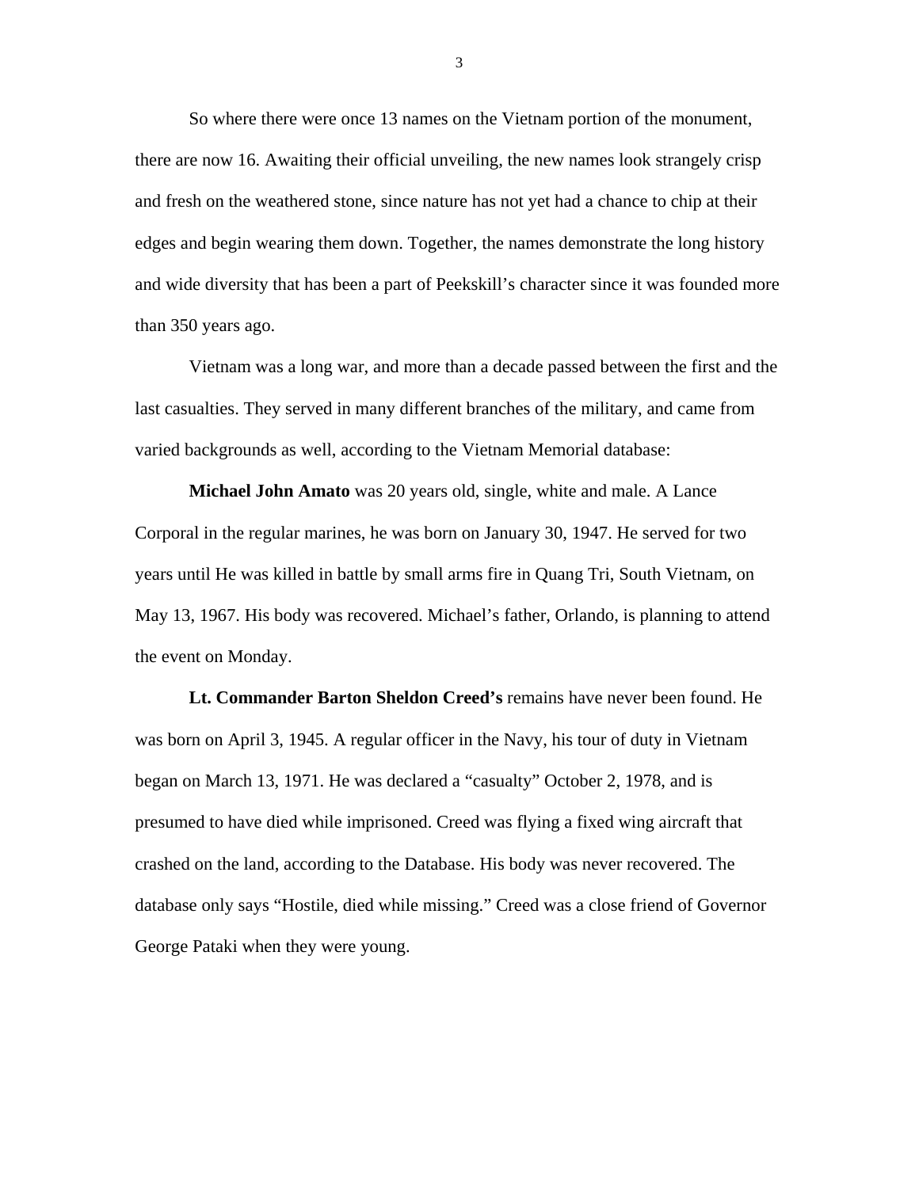So where there were once 13 names on the Vietnam portion of the monument, there are now 16. Awaiting their official unveiling, the new names look strangely crisp and fresh on the weathered stone, since nature has not yet had a chance to chip at their edges and begin wearing them down. Together, the names demonstrate the long history and wide diversity that has been a part of Peekskill's character since it was founded more than 350 years ago.

Vietnam was a long war, and more than a decade passed between the first and the last casualties. They served in many different branches of the military, and came from varied backgrounds as well, according to the Vietnam Memorial database:

**Michael John Amato** was 20 years old, single, white and male. A Lance Corporal in the regular marines, he was born on January 30, 1947. He served for two years until He was killed in battle by small arms fire in Quang Tri, South Vietnam, on May 13, 1967. His body was recovered. Michael's father, Orlando, is planning to attend the event on Monday.

**Lt. Commander Barton Sheldon Creed's** remains have never been found. He was born on April 3, 1945. A regular officer in the Navy, his tour of duty in Vietnam began on March 13, 1971. He was declared a "casualty" October 2, 1978, and is presumed to have died while imprisoned. Creed was flying a fixed wing aircraft that crashed on the land, according to the Database. His body was never recovered. The database only says "Hostile, died while missing." Creed was a close friend of Governor George Pataki when they were young.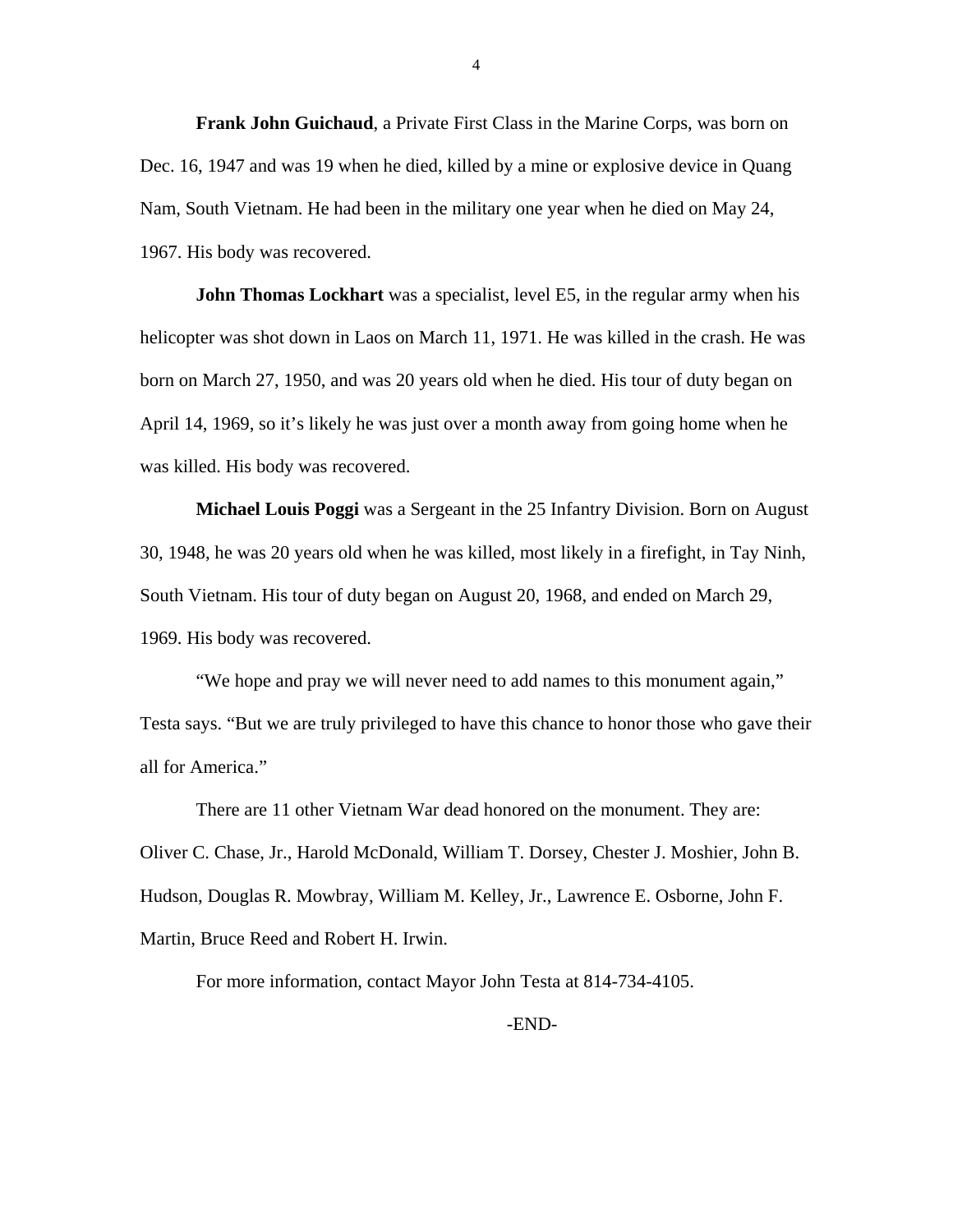**Frank John Guichaud**, a Private First Class in the Marine Corps, was born on Dec. 16, 1947 and was 19 when he died, killed by a mine or explosive device in Quang Nam, South Vietnam. He had been in the military one year when he died on May 24, 1967. His body was recovered.

**John Thomas Lockhart** was a specialist, level E5, in the regular army when his helicopter was shot down in Laos on March 11, 1971. He was killed in the crash. He was born on March 27, 1950, and was 20 years old when he died. His tour of duty began on April 14, 1969, so it's likely he was just over a month away from going home when he was killed. His body was recovered.

**Michael Louis Poggi** was a Sergeant in the 25 Infantry Division. Born on August 30, 1948, he was 20 years old when he was killed, most likely in a firefight, in Tay Ninh, South Vietnam. His tour of duty began on August 20, 1968, and ended on March 29, 1969. His body was recovered.

"We hope and pray we will never need to add names to this monument again," Testa says. "But we are truly privileged to have this chance to honor those who gave their all for America."

There are 11 other Vietnam War dead honored on the monument. They are: Oliver C. Chase, Jr., Harold McDonald, William T. Dorsey, Chester J. Moshier, John B. Hudson, Douglas R. Mowbray, William M. Kelley, Jr., Lawrence E. Osborne, John F. Martin, Bruce Reed and Robert H. Irwin.

For more information, contact Mayor John Testa at 814-734-4105.

-END-